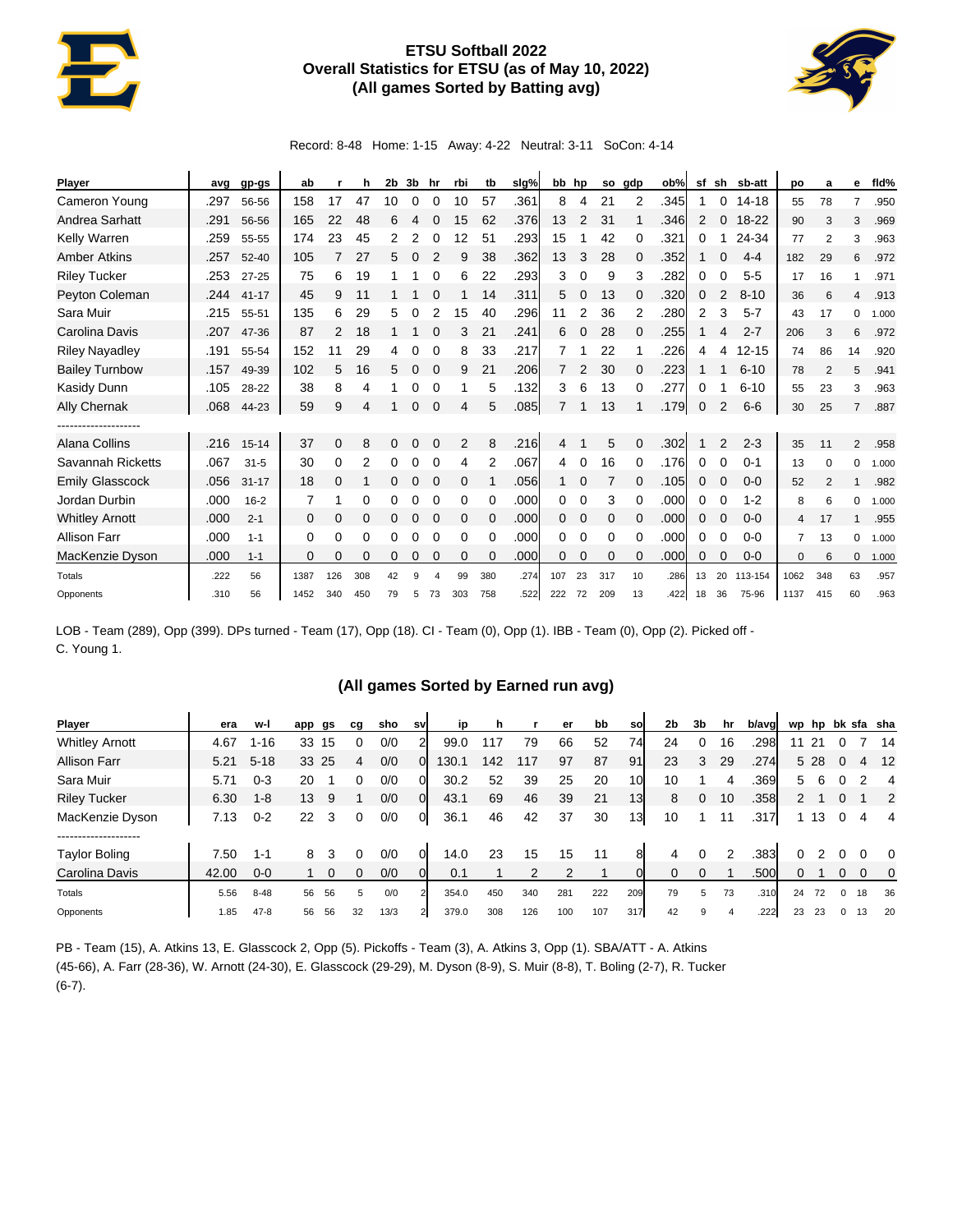# ETSU Softball 2022
## Overall Statistics for ETSU (as of May 10, 2022)
### (All games Sorted by Batting avg)

Record: 8-48 Home: 1-15 Away: 4-22 Neutral: 3-11 SoCon: 4-14

| Player | avg | gp-gs | ab | r | h | 2b | 3b | hr | rbi | tb | slg% | bb | hp | so | gdp | ob% | sf | sh | sb-att | po | a | e | fld% |
|---|---|---|---|---|---|---|---|---|---|---|---|---|---|---|---|---|---|---|---|---|---|---|---|
| Cameron Young | .297 | 56-56 | 158 | 17 | 47 | 10 | 0 | 0 | 10 | 57 | .361 | 8 | 4 | 21 | 2 | .345 | 1 | 0 | 14-18 | 55 | 78 | 7 | .950 |
| Andrea Sarhatt | .291 | 56-56 | 165 | 22 | 48 | 6 | 4 | 0 | 15 | 62 | .376 | 13 | 2 | 31 | 1 | .346 | 2 | 0 | 18-22 | 90 | 3 | 3 | .969 |
| Kelly Warren | .259 | 55-55 | 174 | 23 | 45 | 2 | 2 | 0 | 12 | 51 | .293 | 15 | 1 | 42 | 0 | .321 | 0 | 1 | 24-34 | 77 | 2 | 3 | .963 |
| Amber Atkins | .257 | 52-40 | 105 | 7 | 27 | 5 | 0 | 2 | 9 | 38 | .362 | 13 | 3 | 28 | 0 | .352 | 1 | 0 | 4-4 | 182 | 29 | 6 | .972 |
| Riley Tucker | .253 | 27-25 | 75 | 6 | 19 | 1 | 1 | 0 | 6 | 22 | .293 | 3 | 0 | 9 | 3 | .282 | 0 | 0 | 5-5 | 17 | 16 | 1 | .971 |
| Peyton Coleman | .244 | 41-17 | 45 | 9 | 11 | 1 | 1 | 0 | 1 | 14 | .311 | 5 | 0 | 13 | 0 | .320 | 0 | 2 | 8-10 | 36 | 6 | 4 | .913 |
| Sara Muir | .215 | 55-51 | 135 | 6 | 29 | 5 | 0 | 2 | 15 | 40 | .296 | 11 | 2 | 36 | 2 | .280 | 2 | 3 | 5-7 | 43 | 17 | 0 | 1.000 |
| Carolina Davis | .207 | 47-36 | 87 | 2 | 18 | 1 | 1 | 0 | 3 | 21 | .241 | 6 | 0 | 28 | 0 | .255 | 1 | 4 | 2-7 | 206 | 3 | 6 | .972 |
| Riley Nayadley | .191 | 55-54 | 152 | 11 | 29 | 4 | 0 | 0 | 8 | 33 | .217 | 7 | 1 | 22 | 1 | .226 | 4 | 4 | 12-15 | 74 | 86 | 14 | .920 |
| Bailey Turnbow | .157 | 49-39 | 102 | 5 | 16 | 5 | 0 | 0 | 9 | 21 | .206 | 7 | 2 | 30 | 0 | .223 | 1 | 1 | 6-10 | 78 | 2 | 5 | .941 |
| Kasidy Dunn | .105 | 28-22 | 38 | 8 | 4 | 1 | 0 | 0 | 1 | 5 | .132 | 3 | 6 | 13 | 0 | .277 | 0 | 1 | 6-10 | 55 | 23 | 3 | .963 |
| Ally Chernak | .068 | 44-23 | 59 | 9 | 4 | 1 | 0 | 0 | 4 | 5 | .085 | 7 | 1 | 13 | 1 | .179 | 0 | 2 | 6-6 | 30 | 25 | 7 | .887 |
| -------------------- | | | | | | | | | | | | | | | | | | | | | | | |
| Alana Collins | .216 | 15-14 | 37 | 0 | 8 | 0 | 0 | 0 | 2 | 8 | .216 | 4 | 1 | 5 | 0 | .302 | 1 | 2 | 2-3 | 35 | 11 | 2 | .958 |
| Savannah Ricketts | .067 | 31-5 | 30 | 0 | 2 | 0 | 0 | 0 | 4 | 2 | .067 | 4 | 0 | 16 | 0 | .176 | 0 | 0 | 0-1 | 13 | 0 | 0 | 1.000 |
| Emily Glasscock | .056 | 31-17 | 18 | 0 | 1 | 0 | 0 | 0 | 0 | 1 | .056 | 1 | 0 | 7 | 0 | .105 | 0 | 0 | 0-0 | 52 | 2 | 1 | .982 |
| Jordan Durbin | .000 | 16-2 | 7 | 1 | 0 | 0 | 0 | 0 | 0 | 0 | .000 | 0 | 0 | 3 | 0 | .000 | 0 | 0 | 1-2 | 8 | 6 | 0 | 1.000 |
| Whitley Arnott | .000 | 2-1 | 0 | 0 | 0 | 0 | 0 | 0 | 0 | 0 | .000 | 0 | 0 | 0 | 0 | .000 | 0 | 0 | 0-0 | 4 | 17 | 1 | .955 |
| Allison Farr | .000 | 1-1 | 0 | 0 | 0 | 0 | 0 | 0 | 0 | 0 | .000 | 0 | 0 | 0 | 0 | .000 | 0 | 0 | 0-0 | 7 | 13 | 0 | 1.000 |
| MacKenzie Dyson | .000 | 1-1 | 0 | 0 | 0 | 0 | 0 | 0 | 0 | 0 | .000 | 0 | 0 | 0 | 0 | .000 | 0 | 0 | 0-0 | 0 | 6 | 0 | 1.000 |
| Totals | .222 | 56 | 1387 | 126 | 308 | 42 | 9 | 4 | 99 | 380 | .274 | 107 | 23 | 317 | 10 | .286 | 13 | 20 | 113-154 | 1062 | 348 | 63 | .957 |
| Opponents | .310 | 56 | 1452 | 340 | 450 | 79 | 5 | 73 | 303 | 758 | .522 | 222 | 72 | 209 | 13 | .422 | 18 | 36 | 75-96 | 1137 | 415 | 60 | .963 |

LOB - Team (289), Opp (399). DPs turned - Team (17), Opp (18). CI - Team (0), Opp (1). IBB - Team (0), Opp (2). Picked off - C. Young 1.

### (All games Sorted by Earned run avg)

| Player | era | w-l | app | gs | cg | sho | sv | ip | h | r | er | bb | so | 2b | 3b | hr | b/avg | wp | hp | bk | sfa | sha |
|---|---|---|---|---|---|---|---|---|---|---|---|---|---|---|---|---|---|---|---|---|---|---|
| Whitley Arnott | 4.67 | 1-16 | 33 | 15 | 0 | 0/0 | 2 | 99.0 | 117 | 79 | 66 | 52 | 74 | 24 | 0 | 16 | .298 | 11 | 21 | 0 | 7 | 14 |
| Allison Farr | 5.21 | 5-18 | 33 | 25 | 4 | 0/0 | 0 | 130.1 | 142 | 117 | 97 | 87 | 91 | 23 | 3 | 29 | .274 | 5 | 28 | 0 | 4 | 12 |
| Sara Muir | 5.71 | 0-3 | 20 | 1 | 0 | 0/0 | 0 | 30.2 | 52 | 39 | 25 | 20 | 10 | 10 | 1 | 4 | .369 | 5 | 6 | 0 | 2 | 4 |
| Riley Tucker | 6.30 | 1-8 | 13 | 9 | 1 | 0/0 | 0 | 43.1 | 69 | 46 | 39 | 21 | 13 | 8 | 0 | 10 | .358 | 2 | 1 | 0 | 1 | 2 |
| MacKenzie Dyson | 7.13 | 0-2 | 22 | 3 | 0 | 0/0 | 0 | 36.1 | 46 | 42 | 37 | 30 | 13 | 10 | 1 | 11 | .317 | 1 | 13 | 0 | 4 | 4 |
| -------------------- | | | | | | | | | | | | | | | | | | | | | | |
| Taylor Boling | 7.50 | 1-1 | 8 | 3 | 0 | 0/0 | 0 | 14.0 | 23 | 15 | 15 | 11 | 8 | 4 | 0 | 2 | .383 | 0 | 2 | 0 | 0 | 0 |
| Carolina Davis | 42.00 | 0-0 | 1 | 0 | 0 | 0/0 | 0 | 0.1 | 1 | 2 | 2 | 1 | 0 | 0 | 0 | 1 | .500 | 0 | 1 | 0 | 0 | 0 |
| Totals | 5.56 | 8-48 | 56 | 56 | 5 | 0/0 | 2 | 354.0 | 450 | 340 | 281 | 222 | 209 | 79 | 5 | 73 | .310 | 24 | 72 | 0 | 18 | 36 |
| Opponents | 1.85 | 47-8 | 56 | 56 | 32 | 13/3 | 2 | 379.0 | 308 | 126 | 100 | 107 | 317 | 42 | 9 | 4 | .222 | 23 | 23 | 0 | 13 | 20 |

PB - Team (15), A. Atkins 13, E. Glasscock 2, Opp (5). Pickoffs - Team (3), A. Atkins 3, Opp (1). SBA/ATT - A. Atkins (45-66), A. Farr (28-36), W. Arnott (24-30), E. Glasscock (29-29), M. Dyson (8-9), S. Muir (8-8), T. Boling (2-7), R. Tucker (6-7).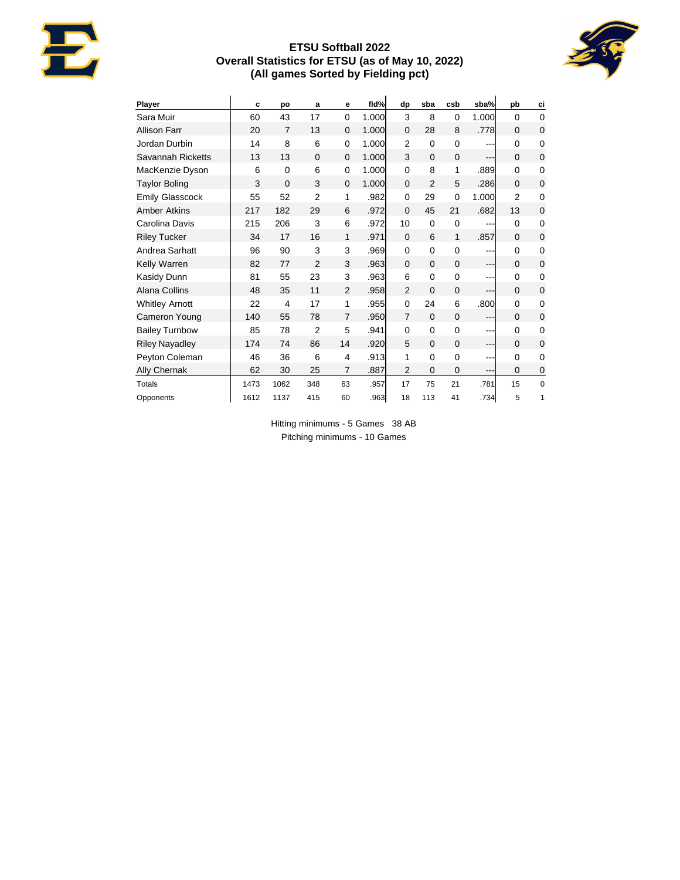**ETSU Softball 2022**
**Overall Statistics for ETSU (as of May 10, 2022)**
**(All games Sorted by Fielding pct)**

| Player | c | po | a | e | fld% | dp | sba | csb | sba% | pb | ci |
|---|---|---|---|---|---|---|---|---|---|---|---|
| Sara Muir | 60 | 43 | 17 | 0 | 1.000 | 3 | 8 | 0 | 1.000 | 0 | 0 |
| Allison Farr | 20 | 7 | 13 | 0 | 1.000 | 0 | 28 | 8 | .778 | 0 | 0 |
| Jordan Durbin | 14 | 8 | 6 | 0 | 1.000 | 2 | 0 | 0 | --- | 0 | 0 |
| Savannah Ricketts | 13 | 13 | 0 | 0 | 1.000 | 3 | 0 | 0 | --- | 0 | 0 |
| MacKenzie Dyson | 6 | 0 | 6 | 0 | 1.000 | 0 | 8 | 1 | .889 | 0 | 0 |
| Taylor Boling | 3 | 0 | 3 | 0 | 1.000 | 0 | 2 | 5 | .286 | 0 | 0 |
| Emily Glasscock | 55 | 52 | 2 | 1 | .982 | 0 | 29 | 0 | 1.000 | 2 | 0 |
| Amber Atkins | 217 | 182 | 29 | 6 | .972 | 0 | 45 | 21 | .682 | 13 | 0 |
| Carolina Davis | 215 | 206 | 3 | 6 | .972 | 10 | 0 | 0 | --- | 0 | 0 |
| Riley Tucker | 34 | 17 | 16 | 1 | .971 | 0 | 6 | 1 | .857 | 0 | 0 |
| Andrea Sarhatt | 96 | 90 | 3 | 3 | .969 | 0 | 0 | 0 | --- | 0 | 0 |
| Kelly Warren | 82 | 77 | 2 | 3 | .963 | 0 | 0 | 0 | --- | 0 | 0 |
| Kasidy Dunn | 81 | 55 | 23 | 3 | .963 | 6 | 0 | 0 | --- | 0 | 0 |
| Alana Collins | 48 | 35 | 11 | 2 | .958 | 2 | 0 | 0 | --- | 0 | 0 |
| Whitley Arnott | 22 | 4 | 17 | 1 | .955 | 0 | 24 | 6 | .800 | 0 | 0 |
| Cameron Young | 140 | 55 | 78 | 7 | .950 | 7 | 0 | 0 | --- | 0 | 0 |
| Bailey Turnbow | 85 | 78 | 2 | 5 | .941 | 0 | 0 | 0 | --- | 0 | 0 |
| Riley Nayadley | 174 | 74 | 86 | 14 | .920 | 5 | 0 | 0 | --- | 0 | 0 |
| Peyton Coleman | 46 | 36 | 6 | 4 | .913 | 1 | 0 | 0 | --- | 0 | 0 |
| Ally Chernak | 62 | 30 | 25 | 7 | .887 | 2 | 0 | 0 | --- | 0 | 0 |
| Totals | 1473 | 1062 | 348 | 63 | .957 | 17 | 75 | 21 | .781 | 15 | 0 |
| Opponents | 1612 | 1137 | 415 | 60 | .963 | 18 | 113 | 41 | .734 | 5 | 1 |

Hitting minimums - 5 Games 38 AB
Pitching minimums - 10 Games